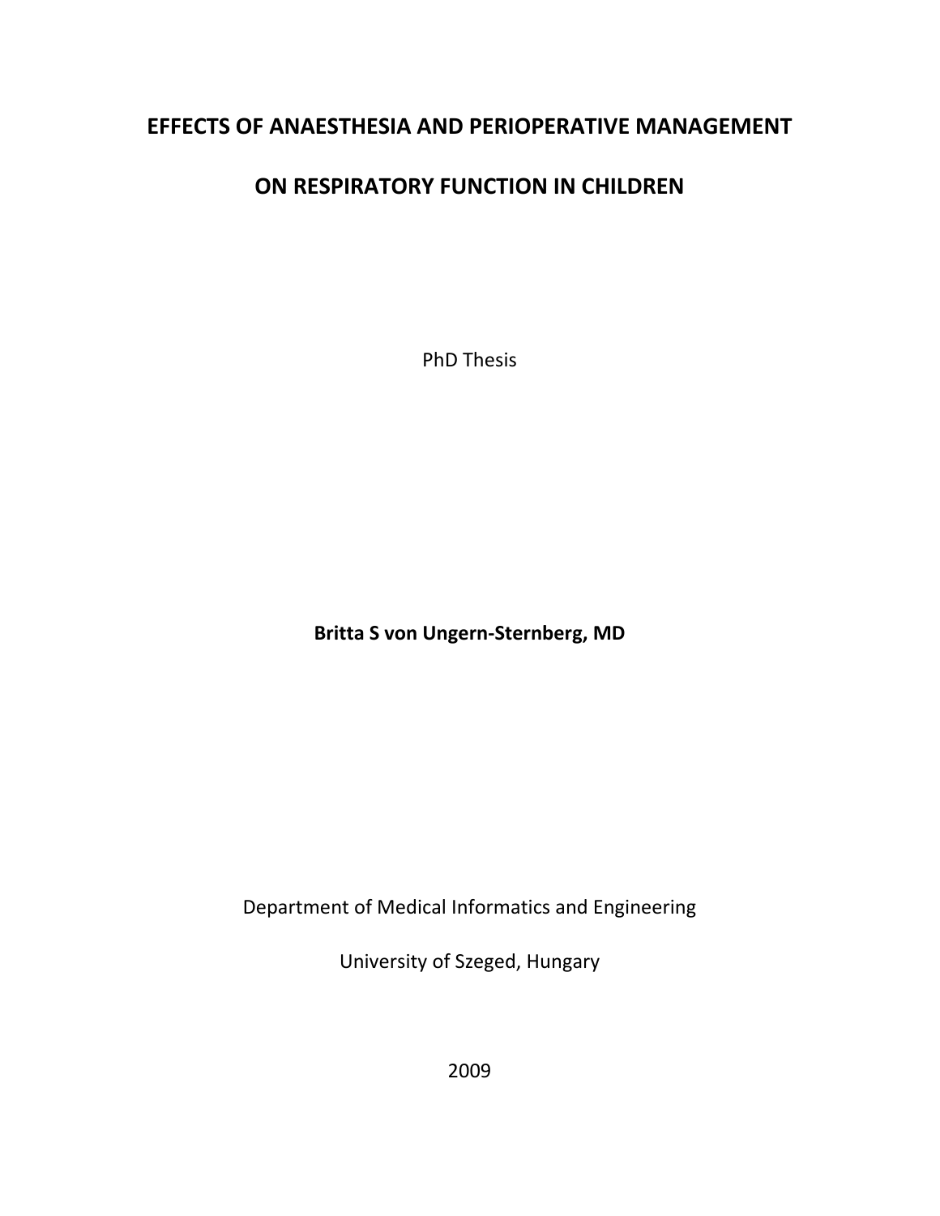# EFFECTS OF ANAESTHESIA AND PERIOPERATIVE MANAGEMENT ON RESPIRATORY FUNCTION IN CHILDREN

PhD Thesis

**Britta S von Ungern-Sternberg, MD**

Department of Medical Informatics and Engineering

University of Szeged, Hungary

2009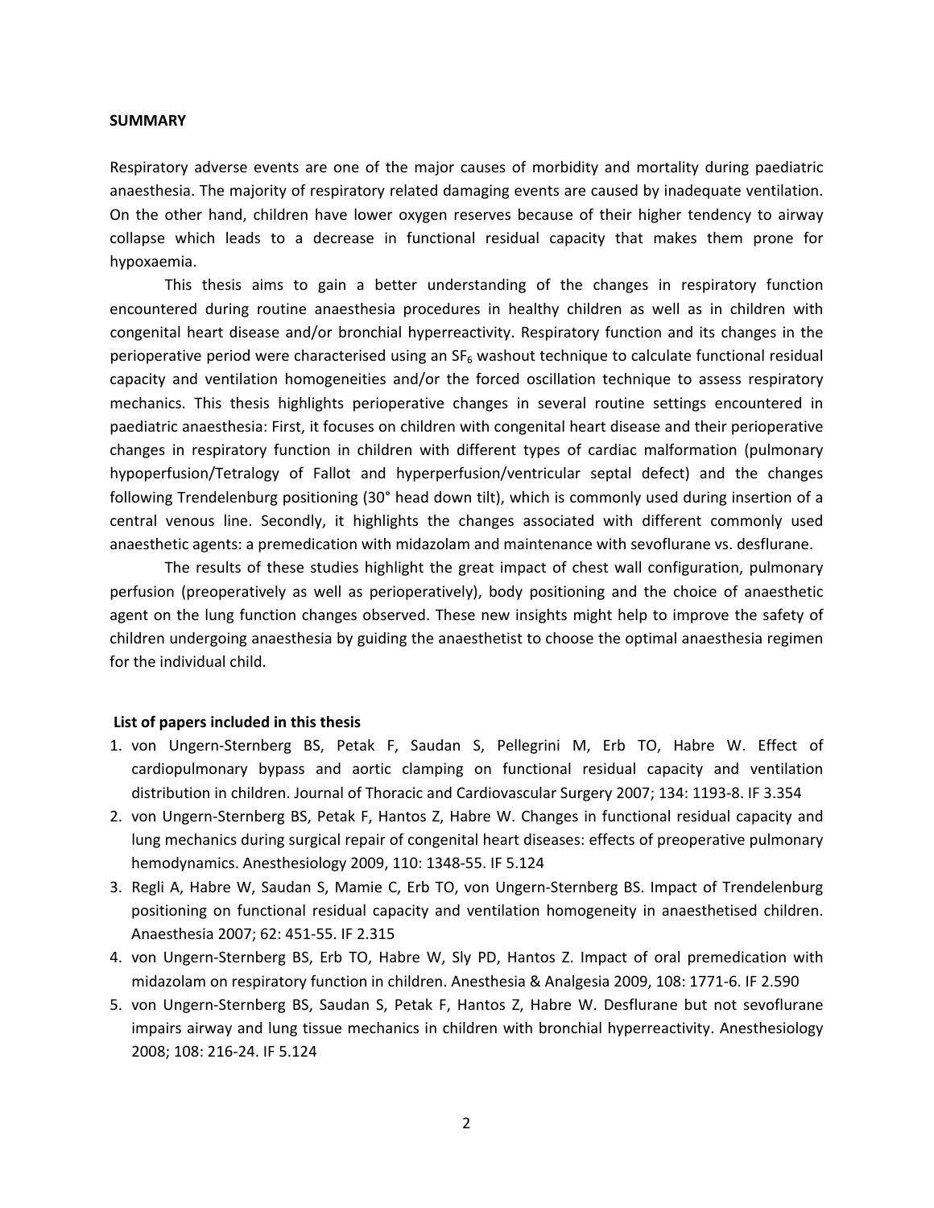## SUMMARY

Respiratory adverse events are one of the major causes of morbidity and mortality during paediatric anaesthesia. The majority of respiratory related damaging events are caused by inadequate ventilation. On the other hand, children have lower oxygen reserves because of their higher tendency to airway collapse which leads to a decrease in functional residual capacity that makes them prone for hypoxaemia.

This thesis aims to gain a better understanding of the changes in respiratory function encountered during routine anaesthesia procedures in healthy children as well as in children with congenital heart disease and/or bronchial hyperreactivity. Respiratory function and its changes in the perioperative period were characterised using an $SF_6$ washout technique to calculate functional residual capacity and ventilation homogeneities and/or the forced oscillation technique to assess respiratory mechanics. This thesis highlights perioperative changes in several routine settings encountered in paediatric anaesthesia: First, it focuses on children with congenital heart disease and their perioperative changes in respiratory function in children with different types of cardiac malformation (pulmonary hypoperfusion/Tetralogy of Fallot and hyperperfusion/ventricular septal defect) and the changes following Trendelenburg positioning (30° head down tilt), which is commonly used during insertion of a central venous line. Secondly, it highlights the changes associated with different commonly used anaesthetic agents: a premedication with midazolam and maintenance with sevoflurane vs. desflurane.

The results of these studies highlight the great impact of chest wall configuration, pulmonary perfusion (preoperatively as well as perioperatively), body positioning and the choice of anaesthetic agent on the lung function changes observed. These new insights might help to improve the safety of children undergoing anaesthesia by guiding the anaesthetist to choose the optimal anaesthesia regimen for the individual child.

### List of papers included in this thesis

1. von Ungern-Sternberg BS, Petak F, Saudan S, Pellegrini M, Erb TO, Habre W. Effect of cardiopulmonary bypass and aortic clamping on functional residual capacity and ventilation distribution in children. Journal of Thoracic and Cardiovascular Surgery 2007; 134: 1193-8. IF 3.354
2. von Ungern-Sternberg BS, Petak F, Hantos Z, Habre W. Changes in functional residual capacity and lung mechanics during surgical repair of congenital heart diseases: effects of preoperative pulmonary hemodynamics. Anesthesiology 2009, 110: 1348-55. IF 5.124
3. Regli A, Habre W, Saudan S, Mamie C, Erb TO, von Ungern-Sternberg BS. Impact of Trendelenburg positioning on functional residual capacity and ventilation homogeneity in anaesthetised children. Anaesthesia 2007; 62: 451-55. IF 2.315
4. von Ungern-Sternberg BS, Erb TO, Habre W, Sly PD, Hantos Z. Impact of oral premedication with midazolam on respiratory function in children. Anesthesia & Analgesia 2009, 108: 1771-6. IF 2.590
5. von Ungern-Sternberg BS, Saudan S, Petak F, Hantos Z, Habre W. Desflurane but not sevoflurane impairs airway and lung tissue mechanics in children with bronchial hyperreactivity. Anesthesiology 2008; 108: 216-24. IF 5.124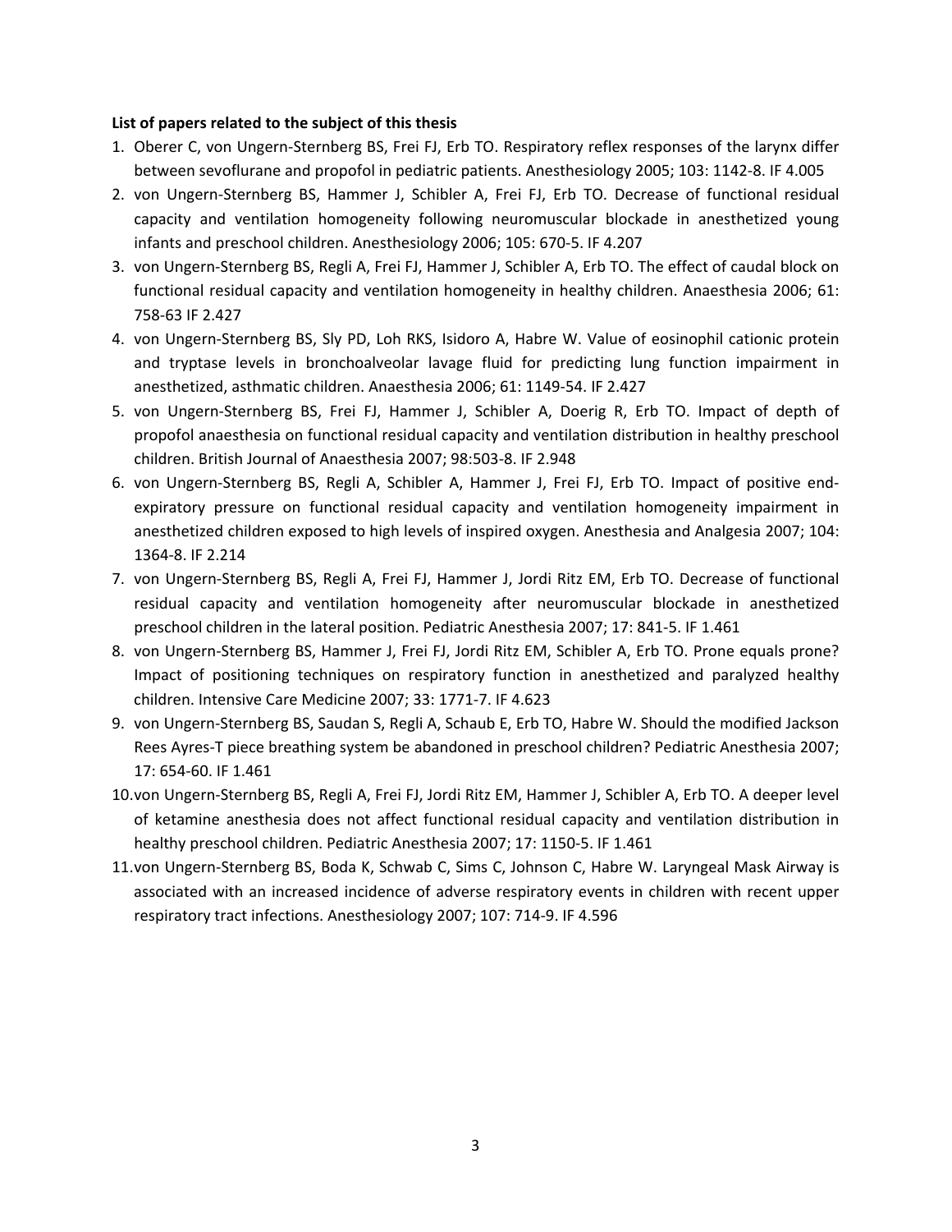**List of papers related to the subject of this thesis**

1. Oberer C, von Ungern-Sternberg BS, Frei FJ, Erb TO. Respiratory reflex responses of the larynx differ between sevoflurane and propofol in pediatric patients. Anesthesiology 2005; 103: 1142-8. IF 4.005
2. von Ungern-Sternberg BS, Hammer J, Schibler A, Frei FJ, Erb TO. Decrease of functional residual capacity and ventilation homogeneity following neuromuscular blockade in anesthetized young infants and preschool children. Anesthesiology 2006; 105: 670-5. IF 4.207
3. von Ungern-Sternberg BS, Regli A, Frei FJ, Hammer J, Schibler A, Erb TO. The effect of caudal block on functional residual capacity and ventilation homogeneity in healthy children. Anaesthesia 2006; 61: 758-63 IF 2.427
4. von Ungern-Sternberg BS, Sly PD, Loh RKS, Isidoro A, Habre W. Value of eosinophil cationic protein and tryptase levels in bronchoalveolar lavage fluid for predicting lung function impairment in anesthetized, asthmatic children. Anaesthesia 2006; 61: 1149-54. IF 2.427
5. von Ungern-Sternberg BS, Frei FJ, Hammer J, Schibler A, Doerig R, Erb TO. Impact of depth of propofol anaesthesia on functional residual capacity and ventilation distribution in healthy preschool children. British Journal of Anaesthesia 2007; 98:503-8. IF 2.948
6. von Ungern-Sternberg BS, Regli A, Schibler A, Hammer J, Frei FJ, Erb TO. Impact of positive end-expiratory pressure on functional residual capacity and ventilation homogeneity impairment in anesthetized children exposed to high levels of inspired oxygen. Anesthesia and Analgesia 2007; 104: 1364-8. IF 2.214
7. von Ungern-Sternberg BS, Regli A, Frei FJ, Hammer J, Jordi Ritz EM, Erb TO. Decrease of functional residual capacity and ventilation homogeneity after neuromuscular blockade in anesthetized preschool children in the lateral position. Pediatric Anesthesia 2007; 17: 841-5. IF 1.461
8. von Ungern-Sternberg BS, Hammer J, Frei FJ, Jordi Ritz EM, Schibler A, Erb TO. Prone equals prone? Impact of positioning techniques on respiratory function in anesthetized and paralyzed healthy children. Intensive Care Medicine 2007; 33: 1771-7. IF 4.623
9. von Ungern-Sternberg BS, Saudan S, Regli A, Schaub E, Erb TO, Habre W. Should the modified Jackson Rees Ayres-T piece breathing system be abandoned in preschool children? Pediatric Anesthesia 2007; 17: 654-60. IF 1.461
10. von Ungern-Sternberg BS, Regli A, Frei FJ, Jordi Ritz EM, Hammer J, Schibler A, Erb TO. A deeper level of ketamine anesthesia does not affect functional residual capacity and ventilation distribution in healthy preschool children. Pediatric Anesthesia 2007; 17: 1150-5. IF 1.461
11. von Ungern-Sternberg BS, Boda K, Schwab C, Sims C, Johnson C, Habre W. Laryngeal Mask Airway is associated with an increased incidence of adverse respiratory events in children with recent upper respiratory tract infections. Anesthesiology 2007; 107: 714-9. IF 4.596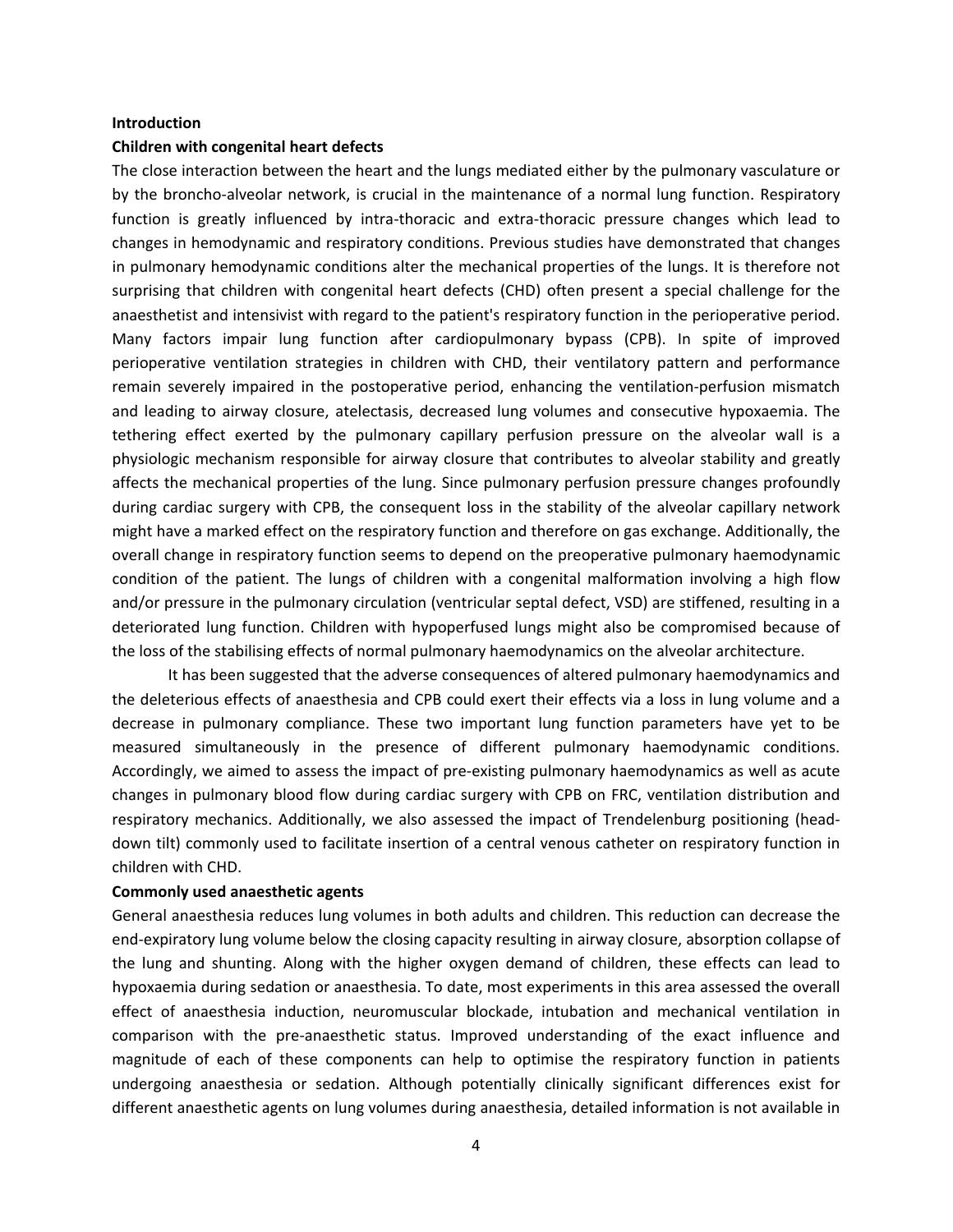**Introduction**

**Children with congenital heart defects**

The close interaction between the heart and the lungs mediated either by the pulmonary vasculature or by the broncho-alveolar network, is crucial in the maintenance of a normal lung function. Respiratory function is greatly influenced by intra-thoracic and extra-thoracic pressure changes which lead to changes in hemodynamic and respiratory conditions. Previous studies have demonstrated that changes in pulmonary hemodynamic conditions alter the mechanical properties of the lungs. It is therefore not surprising that children with congenital heart defects (CHD) often present a special challenge for the anaesthetist and intensivist with regard to the patient's respiratory function in the perioperative period. Many factors impair lung function after cardiopulmonary bypass (CPB). In spite of improved perioperative ventilation strategies in children with CHD, their ventilatory pattern and performance remain severely impaired in the postoperative period, enhancing the ventilation-perfusion mismatch and leading to airway closure, atelectasis, decreased lung volumes and consecutive hypoxaemia. The tethering effect exerted by the pulmonary capillary perfusion pressure on the alveolar wall is a physiologic mechanism responsible for airway closure that contributes to alveolar stability and greatly affects the mechanical properties of the lung. Since pulmonary perfusion pressure changes profoundly during cardiac surgery with CPB, the consequent loss in the stability of the alveolar capillary network might have a marked effect on the respiratory function and therefore on gas exchange. Additionally, the overall change in respiratory function seems to depend on the preoperative pulmonary haemodynamic condition of the patient. The lungs of children with a congenital malformation involving a high flow and/or pressure in the pulmonary circulation (ventricular septal defect, VSD) are stiffened, resulting in a deteriorated lung function. Children with hypoperfused lungs might also be compromised because of the loss of the stabilising effects of normal pulmonary haemodynamics on the alveolar architecture.

It has been suggested that the adverse consequences of altered pulmonary haemodynamics and the deleterious effects of anaesthesia and CPB could exert their effects via a loss in lung volume and a decrease in pulmonary compliance. These two important lung function parameters have yet to be measured simultaneously in the presence of different pulmonary haemodynamic conditions. Accordingly, we aimed to assess the impact of pre-existing pulmonary haemodynamics as well as acute changes in pulmonary blood flow during cardiac surgery with CPB on FRC, ventilation distribution and respiratory mechanics. Additionally, we also assessed the impact of Trendelenburg positioning (head-down tilt) commonly used to facilitate insertion of a central venous catheter on respiratory function in children with CHD.

**Commonly used anaesthetic agents**

General anaesthesia reduces lung volumes in both adults and children. This reduction can decrease the end-expiratory lung volume below the closing capacity resulting in airway closure, absorption collapse of the lung and shunting. Along with the higher oxygen demand of children, these effects can lead to hypoxaemia during sedation or anaesthesia. To date, most experiments in this area assessed the overall effect of anaesthesia induction, neuromuscular blockade, intubation and mechanical ventilation in comparison with the pre-anaesthetic status. Improved understanding of the exact influence and magnitude of each of these components can help to optimise the respiratory function in patients undergoing anaesthesia or sedation. Although potentially clinically significant differences exist for different anaesthetic agents on lung volumes during anaesthesia, detailed information is not available in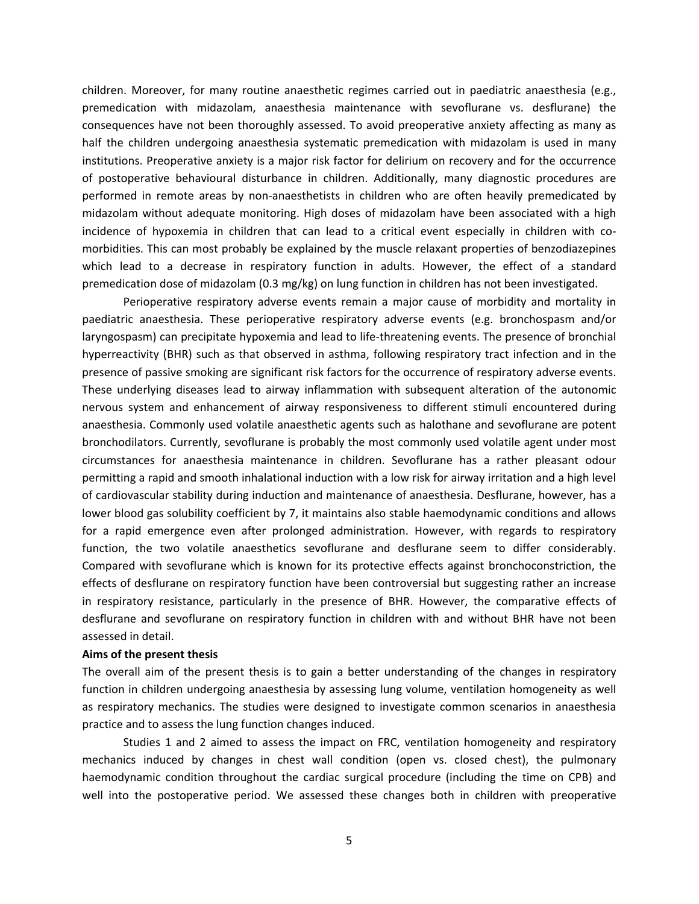children. Moreover, for many routine anaesthetic regimes carried out in paediatric anaesthesia (e.g., premedication with midazolam, anaesthesia maintenance with sevoflurane vs. desflurane) the consequences have not been thoroughly assessed. To avoid preoperative anxiety affecting as many as half the children undergoing anaesthesia systematic premedication with midazolam is used in many institutions. Preoperative anxiety is a major risk factor for delirium on recovery and for the occurrence of postoperative behavioural disturbance in children. Additionally, many diagnostic procedures are performed in remote areas by non-anaesthetists in children who are often heavily premedicated by midazolam without adequate monitoring. High doses of midazolam have been associated with a high incidence of hypoxemia in children that can lead to a critical event especially in children with co-morbidities. This can most probably be explained by the muscle relaxant properties of benzodiazepines which lead to a decrease in respiratory function in adults. However, the effect of a standard premedication dose of midazolam (0.3 mg/kg) on lung function in children has not been investigated.

Perioperative respiratory adverse events remain a major cause of morbidity and mortality in paediatric anaesthesia. These perioperative respiratory adverse events (e.g. bronchospasm and/or laryngospasm) can precipitate hypoxemia and lead to life-threatening events. The presence of bronchial hyperreactivity (BHR) such as that observed in asthma, following respiratory tract infection and in the presence of passive smoking are significant risk factors for the occurrence of respiratory adverse events. These underlying diseases lead to airway inflammation with subsequent alteration of the autonomic nervous system and enhancement of airway responsiveness to different stimuli encountered during anaesthesia. Commonly used volatile anaesthetic agents such as halothane and sevoflurane are potent bronchodilators. Currently, sevoflurane is probably the most commonly used volatile agent under most circumstances for anaesthesia maintenance in children. Sevoflurane has a rather pleasant odour permitting a rapid and smooth inhalational induction with a low risk for airway irritation and a high level of cardiovascular stability during induction and maintenance of anaesthesia. Desflurane, however, has a lower blood gas solubility coefficient by 7, it maintains also stable haemodynamic conditions and allows for a rapid emergence even after prolonged administration. However, with regards to respiratory function, the two volatile anaesthetics sevoflurane and desflurane seem to differ considerably. Compared with sevoflurane which is known for its protective effects against bronchoconstriction, the effects of desflurane on respiratory function have been controversial but suggesting rather an increase in respiratory resistance, particularly in the presence of BHR. However, the comparative effects of desflurane and sevoflurane on respiratory function in children with and without BHR have not been assessed in detail.

**Aims of the present thesis**

The overall aim of the present thesis is to gain a better understanding of the changes in respiratory function in children undergoing anaesthesia by assessing lung volume, ventilation homogeneity as well as respiratory mechanics. The studies were designed to investigate common scenarios in anaesthesia practice and to assess the lung function changes induced.

Studies 1 and 2 aimed to assess the impact on FRC, ventilation homogeneity and respiratory mechanics induced by changes in chest wall condition (open vs. closed chest), the pulmonary haemodynamic condition throughout the cardiac surgical procedure (including the time on CPB) and well into the postoperative period. We assessed these changes both in children with preoperative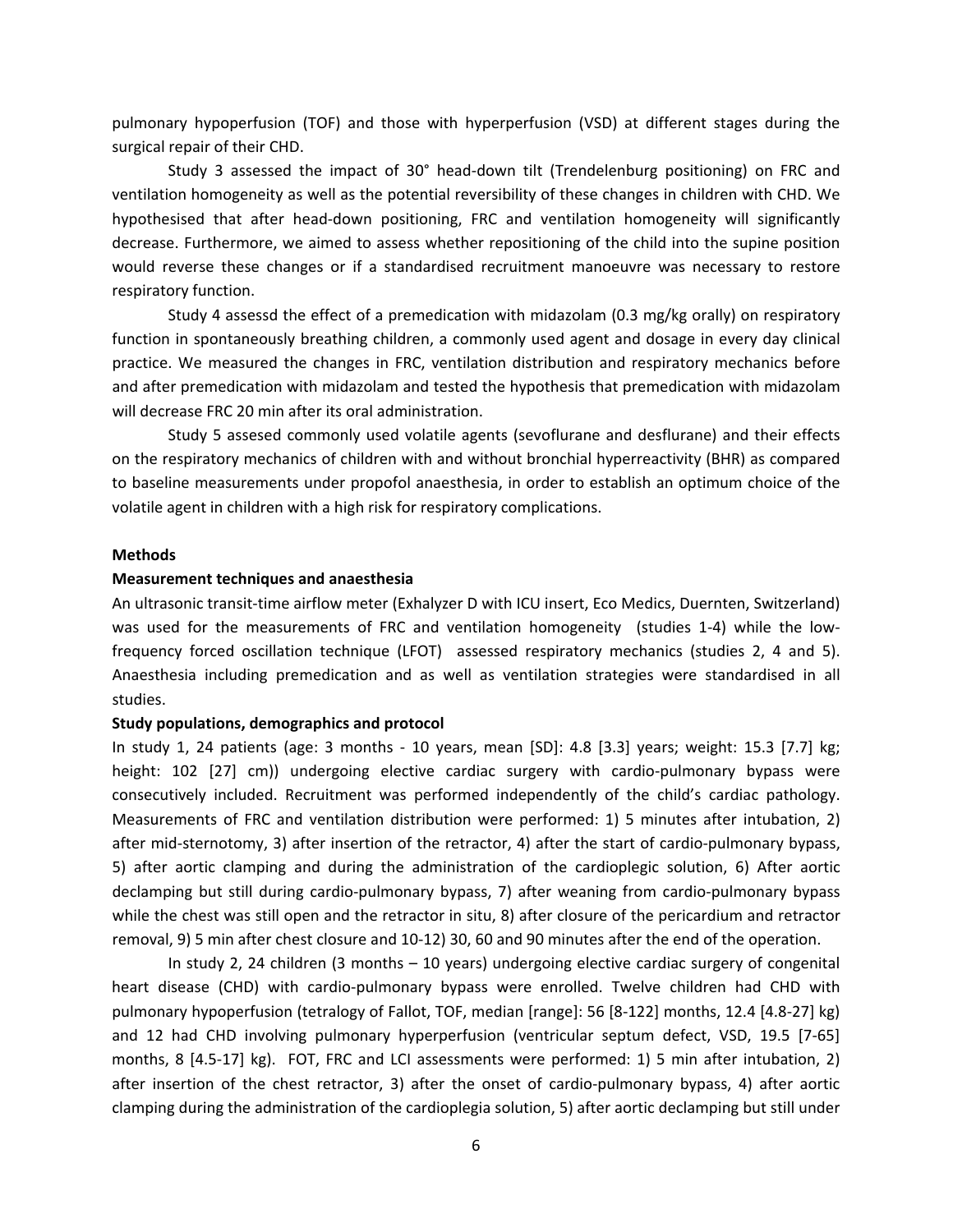pulmonary hypoperfusion (TOF) and those with hyperperfusion (VSD) at different stages during the surgical repair of their CHD.

Study 3 assessed the impact of 30° head-down tilt (Trendelenburg positioning) on FRC and ventilation homogeneity as well as the potential reversibility of these changes in children with CHD. We hypothesised that after head-down positioning, FRC and ventilation homogeneity will significantly decrease. Furthermore, we aimed to assess whether repositioning of the child into the supine position would reverse these changes or if a standardised recruitment manoeuvre was necessary to restore respiratory function.

Study 4 assessd the effect of a premedication with midazolam (0.3 mg/kg orally) on respiratory function in spontaneously breathing children, a commonly used agent and dosage in every day clinical practice. We measured the changes in FRC, ventilation distribution and respiratory mechanics before and after premedication with midazolam and tested the hypothesis that premedication with midazolam will decrease FRC 20 min after its oral administration.

Study 5 assesed commonly used volatile agents (sevoflurane and desflurane) and their effects on the respiratory mechanics of children with and without bronchial hyperreactivity (BHR) as compared to baseline measurements under propofol anaesthesia, in order to establish an optimum choice of the volatile agent in children with a high risk for respiratory complications.

## Methods

### Measurement techniques and anaesthesia

An ultrasonic transit-time airflow meter (Exhalyzer D with ICU insert, Eco Medics, Duernten, Switzerland) was used for the measurements of FRC and ventilation homogeneity (studies 1-4) while the low-frequency forced oscillation technique (LFOT) assessed respiratory mechanics (studies 2, 4 and 5). Anaesthesia including premedication and as well as ventilation strategies were standardised in all studies.

### Study populations, demographics and protocol

In study 1, 24 patients (age: 3 months - 10 years, mean [SD]: 4.8 [3.3] years; weight: 15.3 [7.7] kg; height: 102 [27] cm)) undergoing elective cardiac surgery with cardio-pulmonary bypass were consecutively included. Recruitment was performed independently of the child's cardiac pathology. Measurements of FRC and ventilation distribution were performed: 1) 5 minutes after intubation, 2) after mid-sternotomy, 3) after insertion of the retractor, 4) after the start of cardio-pulmonary bypass, 5) after aortic clamping and during the administration of the cardioplegic solution, 6) After aortic declamping but still during cardio-pulmonary bypass, 7) after weaning from cardio-pulmonary bypass while the chest was still open and the retractor in situ, 8) after closure of the pericardium and retractor removal, 9) 5 min after chest closure and 10-12) 30, 60 and 90 minutes after the end of the operation.

In study 2, 24 children (3 months – 10 years) undergoing elective cardiac surgery of congenital heart disease (CHD) with cardio-pulmonary bypass were enrolled. Twelve children had CHD with pulmonary hypoperfusion (tetralogy of Fallot, TOF, median [range]: 56 [8-122] months, 12.4 [4.8-27] kg) and 12 had CHD involving pulmonary hyperperfusion (ventricular septum defect, VSD, 19.5 [7-65] months, 8 [4.5-17] kg). FOT, FRC and LCI assessments were performed: 1) 5 min after intubation, 2) after insertion of the chest retractor, 3) after the onset of cardio-pulmonary bypass, 4) after aortic clamping during the administration of the cardioplegia solution, 5) after aortic declamping but still under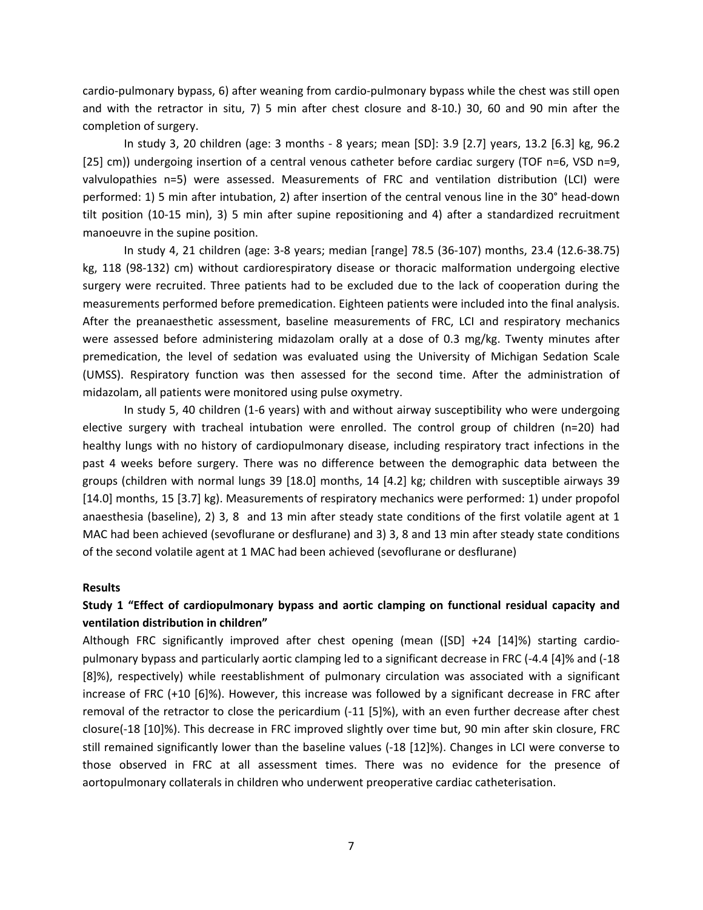cardio-pulmonary bypass, 6) after weaning from cardio-pulmonary bypass while the chest was still open and with the retractor in situ, 7) 5 min after chest closure and 8-10.) 30, 60 and 90 min after the completion of surgery.

In study 3, 20 children (age: 3 months - 8 years; mean [SD]: 3.9 [2.7] years, 13.2 [6.3] kg, 96.2 [25] cm)) undergoing insertion of a central venous catheter before cardiac surgery (TOF n=6, VSD n=9, valvulopathies n=5) were assessed. Measurements of FRC and ventilation distribution (LCI) were performed: 1) 5 min after intubation, 2) after insertion of the central venous line in the 30° head-down tilt position (10-15 min), 3) 5 min after supine repositioning and 4) after a standardized recruitment manoeuvre in the supine position.

In study 4, 21 children (age: 3-8 years; median [range] 78.5 (36-107) months, 23.4 (12.6-38.75) kg, 118 (98-132) cm) without cardiorespiratory disease or thoracic malformation undergoing elective surgery were recruited. Three patients had to be excluded due to the lack of cooperation during the measurements performed before premedication. Eighteen patients were included into the final analysis. After the preanaesthetic assessment, baseline measurements of FRC, LCI and respiratory mechanics were assessed before administering midazolam orally at a dose of 0.3 mg/kg. Twenty minutes after premedication, the level of sedation was evaluated using the University of Michigan Sedation Scale (UMSS). Respiratory function was then assessed for the second time. After the administration of midazolam, all patients were monitored using pulse oxymetry.

In study 5, 40 children (1-6 years) with and without airway susceptibility who were undergoing elective surgery with tracheal intubation were enrolled. The control group of children (n=20) had healthy lungs with no history of cardiopulmonary disease, including respiratory tract infections in the past 4 weeks before surgery. There was no difference between the demographic data between the groups (children with normal lungs 39 [18.0] months, 14 [4.2] kg; children with susceptible airways 39 [14.0] months, 15 [3.7] kg). Measurements of respiratory mechanics were performed: 1) under propofol anaesthesia (baseline), 2) 3, 8 and 13 min after steady state conditions of the first volatile agent at 1 MAC had been achieved (sevoflurane or desflurane) and 3) 3, 8 and 13 min after steady state conditions of the second volatile agent at 1 MAC had been achieved (sevoflurane or desflurane)

## Results

### Study 1 "Effect of cardiopulmonary bypass and aortic clamping on functional residual capacity and ventilation distribution in children"

Although FRC significantly improved after chest opening (mean ([SD] +24 [14]%) starting cardio-pulmonary bypass and particularly aortic clamping led to a significant decrease in FRC (-4.4 [4]% and (-18 [8]%), respectively) while reestablishment of pulmonary circulation was associated with a significant increase of FRC (+10 [6]%). However, this increase was followed by a significant decrease in FRC after removal of the retractor to close the pericardium (-11 [5]%), with an even further decrease after chest closure(-18 [10]%). This decrease in FRC improved slightly over time but, 90 min after skin closure, FRC still remained significantly lower than the baseline values (-18 [12]%). Changes in LCI were converse to those observed in FRC at all assessment times. There was no evidence for the presence of aortopulmonary collaterals in children who underwent preoperative cardiac catheterisation.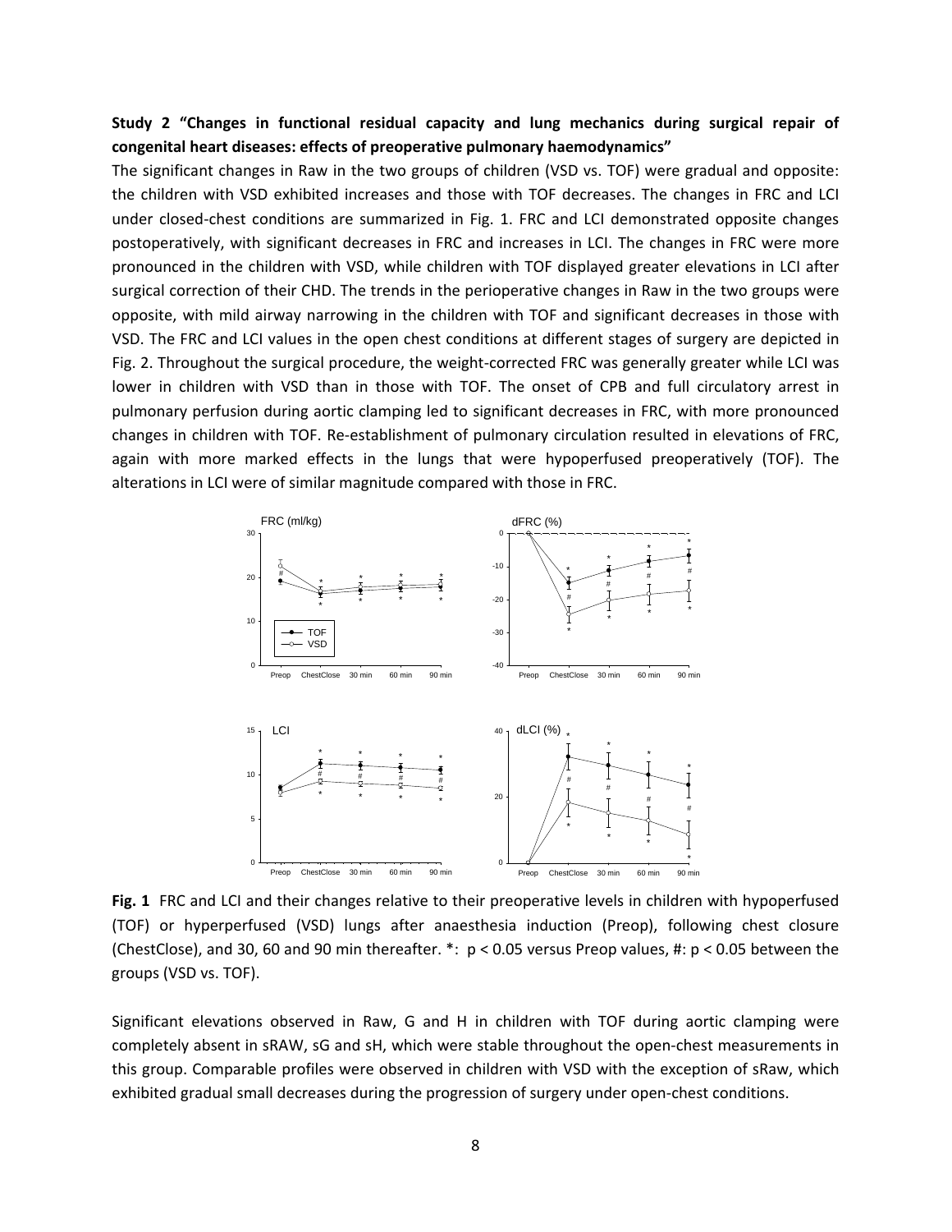**Study 2 "Changes in functional residual capacity and lung mechanics during surgical repair of congenital heart diseases: effects of preoperative pulmonary haemodynamics"**

The significant changes in Raw in the two groups of children (VSD vs. TOF) were gradual and opposite: the children with VSD exhibited increases and those with TOF decreases. The changes in FRC and LCI under closed-chest conditions are summarized in Fig. 1. FRC and LCI demonstrated opposite changes postoperatively, with significant decreases in FRC and increases in LCI. The changes in FRC were more pronounced in the children with VSD, while children with TOF displayed greater elevations in LCI after surgical correction of their CHD. The trends in the perioperative changes in Raw in the two groups were opposite, with mild airway narrowing in the children with TOF and significant decreases in those with VSD. The FRC and LCI values in the open chest conditions at different stages of surgery are depicted in Fig. 2. Throughout the surgical procedure, the weight-corrected FRC was generally greater while LCI was lower in children with VSD than in those with TOF. The onset of CPB and full circulatory arrest in pulmonary perfusion during aortic clamping led to significant decreases in FRC, with more pronounced changes in children with TOF. Re-establishment of pulmonary circulation resulted in elevations of FRC, again with more marked effects in the lungs that were hypoperfused preoperatively (TOF). The alterations in LCI were of similar magnitude compared with those in FRC.

**Fig. 1** FRC and LCI and their changes relative to their preoperative levels in children with hypoperfused (TOF) or hyperperfused (VSD) lungs after anaesthesia induction (Preop), following chest closure (ChestClose), and 30, 60 and 90 min thereafter. *: $p < 0.05$ versus Preop values, #: $p < 0.05$ between the groups (VSD vs. TOF).

Significant elevations observed in Raw, G and H in children with TOF during aortic clamping were completely absent in sRAW, sG and sH, which were stable throughout the open-chest measurements in this group. Comparable profiles were observed in children with VSD with the exception of sRaw, which exhibited gradual small decreases during the progression of surgery under open-chest conditions.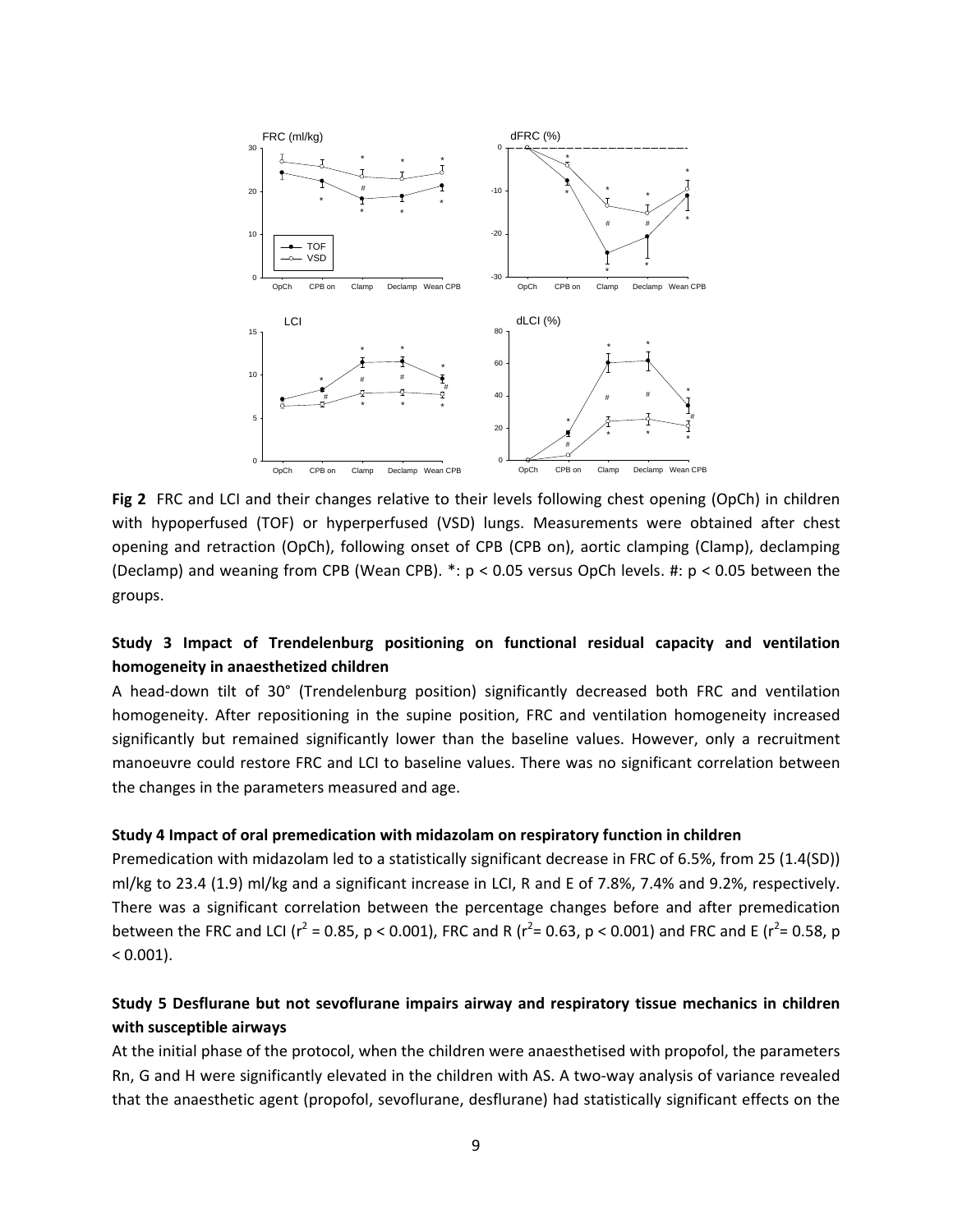**Fig 2** FRC and LCI and their changes relative to their levels following chest opening (OpCh) in children with hypoperfused (TOF) or hyperperfused (VSD) lungs. Measurements were obtained after chest opening and retraction (OpCh), following onset of CPB (CPB on), aortic clamping (Clamp), declamping (Declamp) and weaning from CPB (Wean CPB). *: $p < 0.05$ versus OpCh levels. #: $p < 0.05$ between the groups.

## Study 3 Impact of Trendelenburg positioning on functional residual capacity and ventilation homogeneity in anaesthetized children

A head-down tilt of 30° (Trendelenburg position) significantly decreased both FRC and ventilation homogeneity. After repositioning in the supine position, FRC and ventilation homogeneity increased significantly but remained significantly lower than the baseline values. However, only a recruitment manoeuvre could restore FRC and LCI to baseline values. There was no significant correlation between the changes in the parameters measured and age.

### Study 4 Impact of oral premedication with midazolam on respiratory function in children

Premedication with midazolam led to a statistically significant decrease in FRC of 6.5%, from 25 (1.4(SD)) ml/kg to 23.4 (1.9) ml/kg and a significant increase in LCI, R and E of 7.8%, 7.4% and 9.2%, respectively. There was a significant correlation between the percentage changes before and after premedication between the FRC and LCI ($r^2 = 0.85$, $p < 0.001$), FRC and R ($r^2 = 0.63$, $p < 0.001$) and FRC and E ($r^2 = 0.58$, $p < 0.001$).

## Study 5 Desflurane but not sevoflurane impairs airway and respiratory tissue mechanics in children with susceptible airways

At the initial phase of the protocol, when the children were anaesthetised with propofol, the parameters Rn, G and H were significantly elevated in the children with AS. A two-way analysis of variance revealed that the anaesthetic agent (propofol, sevoflurane, desflurane) had statistically significant effects on the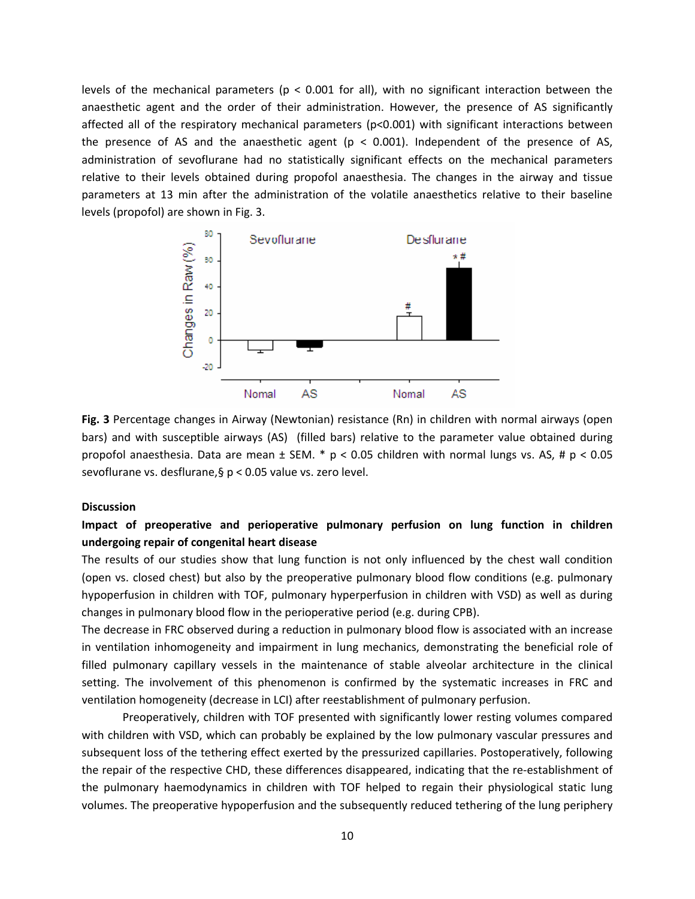levels of the mechanical parameters ($p < 0.001$ for all), with no significant interaction between the anaesthetic agent and the order of their administration. However, the presence of AS significantly affected all of the respiratory mechanical parameters ($p<0.001$) with significant interactions between the presence of AS and the anaesthetic agent ($p < 0.001$). Independent of the presence of AS, administration of sevoflurane had no statistically significant effects on the mechanical parameters relative to their levels obtained during propofol anaesthesia. The changes in the airway and tissue parameters at 13 min after the administration of the volatile anaesthetics relative to their baseline levels (propofol) are shown in Fig. 3.

**Fig. 3** Percentage changes in Airway (Newtonian) resistance (Rn) in children with normal airways (open bars) and with susceptible airways (AS) (filled bars) relative to the parameter value obtained during propofol anaesthesia. Data are mean ± SEM. * $p < 0.05$ children with normal lungs vs. AS, # $p < 0.05$ sevoflurane vs. desflurane,§ $p < 0.05$ value vs. zero level.

**Discussion**

**Impact of preoperative and perioperative pulmonary perfusion on lung function in children undergoing repair of congenital heart disease**

The results of our studies show that lung function is not only influenced by the chest wall condition (open vs. closed chest) but also by the preoperative pulmonary blood flow conditions (e.g. pulmonary hypoperfusion in children with TOF, pulmonary hyperperfusion in children with VSD) as well as during changes in pulmonary blood flow in the perioperative period (e.g. during CPB).

The decrease in FRC observed during a reduction in pulmonary blood flow is associated with an increase in ventilation inhomogeneity and impairment in lung mechanics, demonstrating the beneficial role of filled pulmonary capillary vessels in the maintenance of stable alveolar architecture in the clinical setting. The involvement of this phenomenon is confirmed by the systematic increases in FRC and ventilation homogeneity (decrease in LCI) after reestablishment of pulmonary perfusion.

Preoperatively, children with TOF presented with significantly lower resting volumes compared with children with VSD, which can probably be explained by the low pulmonary vascular pressures and subsequent loss of the tethering effect exerted by the pressurized capillaries. Postoperatively, following the repair of the respective CHD, these differences disappeared, indicating that the re-establishment of the pulmonary haemodynamics in children with TOF helped to regain their physiological static lung volumes. The preoperative hypoperfusion and the subsequently reduced tethering of the lung periphery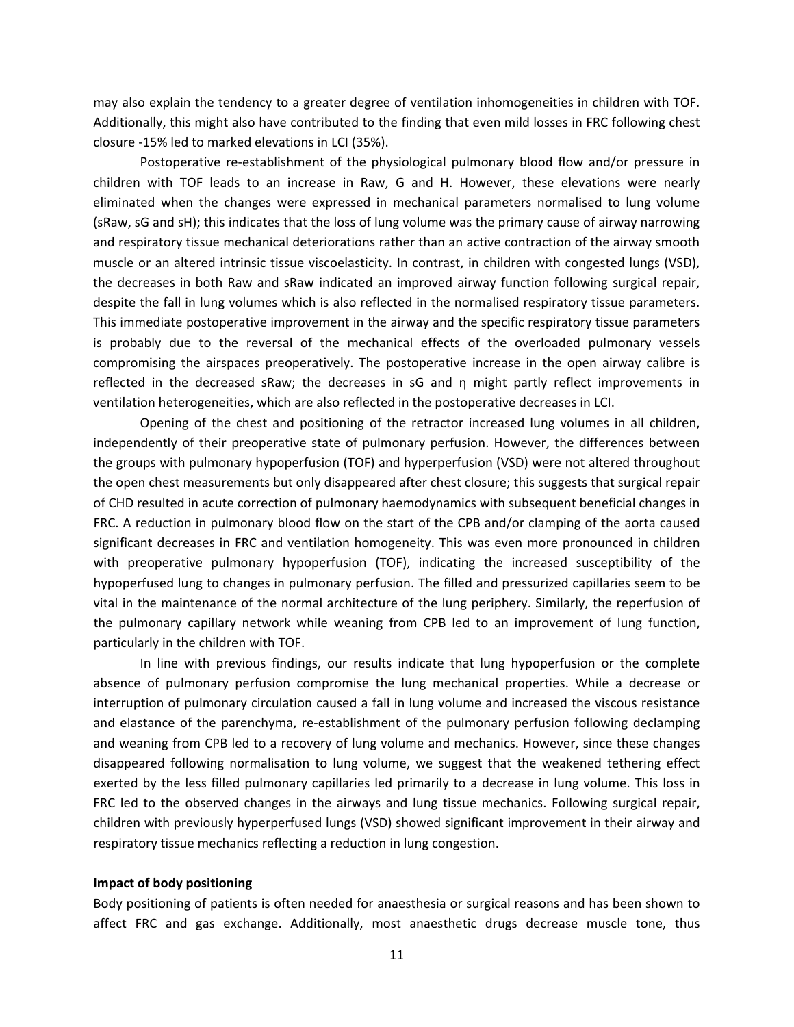may also explain the tendency to a greater degree of ventilation inhomogeneities in children with TOF. Additionally, this might also have contributed to the finding that even mild losses in FRC following chest closure -15% led to marked elevations in LCI (35%).

Postoperative re-establishment of the physiological pulmonary blood flow and/or pressure in children with TOF leads to an increase in Raw, G and H. However, these elevations were nearly eliminated when the changes were expressed in mechanical parameters normalised to lung volume (sRaw, sG and sH); this indicates that the loss of lung volume was the primary cause of airway narrowing and respiratory tissue mechanical deteriorations rather than an active contraction of the airway smooth muscle or an altered intrinsic tissue viscoelasticity. In contrast, in children with congested lungs (VSD), the decreases in both Raw and sRaw indicated an improved airway function following surgical repair, despite the fall in lung volumes which is also reflected in the normalised respiratory tissue parameters. This immediate postoperative improvement in the airway and the specific respiratory tissue parameters is probably due to the reversal of the mechanical effects of the overloaded pulmonary vessels compromising the airspaces preoperatively. The postoperative increase in the open airway calibre is reflected in the decreased sRaw; the decreases in sG and $\eta$ might partly reflect improvements in ventilation heterogeneities, which are also reflected in the postoperative decreases in LCI.

Opening of the chest and positioning of the retractor increased lung volumes in all children, independently of their preoperative state of pulmonary perfusion. However, the differences between the groups with pulmonary hypoperfusion (TOF) and hyperperfusion (VSD) were not altered throughout the open chest measurements but only disappeared after chest closure; this suggests that surgical repair of CHD resulted in acute correction of pulmonary haemodynamics with subsequent beneficial changes in FRC. A reduction in pulmonary blood flow on the start of the CPB and/or clamping of the aorta caused significant decreases in FRC and ventilation homogeneity. This was even more pronounced in children with preoperative pulmonary hypoperfusion (TOF), indicating the increased susceptibility of the hypoperfused lung to changes in pulmonary perfusion. The filled and pressurized capillaries seem to be vital in the maintenance of the normal architecture of the lung periphery. Similarly, the reperfusion of the pulmonary capillary network while weaning from CPB led to an improvement of lung function, particularly in the children with TOF.

In line with previous findings, our results indicate that lung hypoperfusion or the complete absence of pulmonary perfusion compromise the lung mechanical properties. While a decrease or interruption of pulmonary circulation caused a fall in lung volume and increased the viscous resistance and elastance of the parenchyma, re-establishment of the pulmonary perfusion following declamping and weaning from CPB led to a recovery of lung volume and mechanics. However, since these changes disappeared following normalisation to lung volume, we suggest that the weakened tethering effect exerted by the less filled pulmonary capillaries led primarily to a decrease in lung volume. This loss in FRC led to the observed changes in the airways and lung tissue mechanics. Following surgical repair, children with previously hyperperfused lungs (VSD) showed significant improvement in their airway and respiratory tissue mechanics reflecting a reduction in lung congestion.

**Impact of body positioning**

Body positioning of patients is often needed for anaesthesia or surgical reasons and has been shown to affect FRC and gas exchange. Additionally, most anaesthetic drugs decrease muscle tone, thus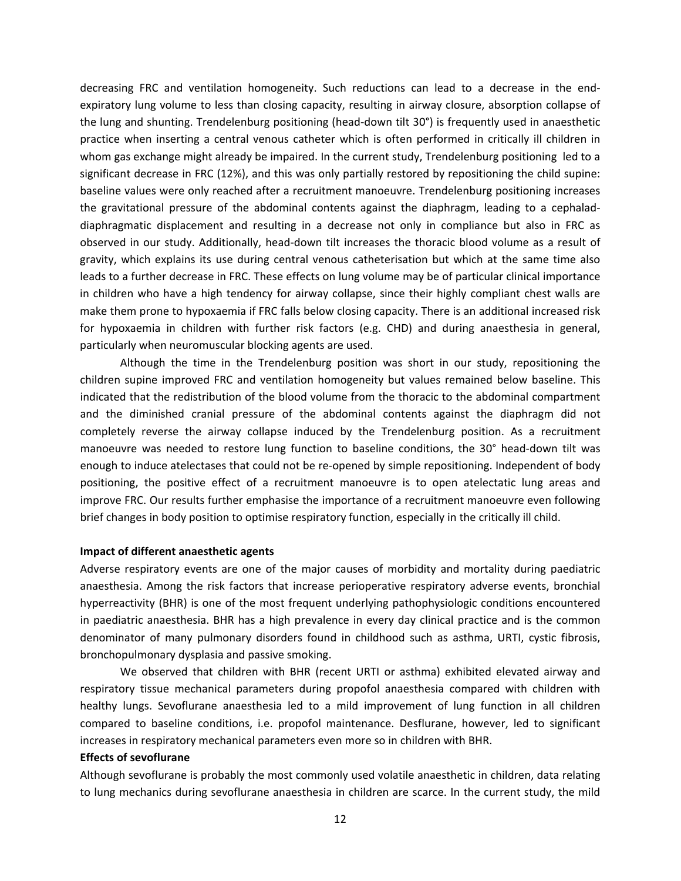decreasing FRC and ventilation homogeneity. Such reductions can lead to a decrease in the end-expiratory lung volume to less than closing capacity, resulting in airway closure, absorption collapse of the lung and shunting. Trendelenburg positioning (head-down tilt 30°) is frequently used in anaesthetic practice when inserting a central venous catheter which is often performed in critically ill children in whom gas exchange might already be impaired. In the current study, Trendelenburg positioning led to a significant decrease in FRC (12%), and this was only partially restored by repositioning the child supine: baseline values were only reached after a recruitment manoeuvre. Trendelenburg positioning increases the gravitational pressure of the abdominal contents against the diaphragm, leading to a cephalad-diaphragmatic displacement and resulting in a decrease not only in compliance but also in FRC as observed in our study. Additionally, head-down tilt increases the thoracic blood volume as a result of gravity, which explains its use during central venous catheterisation but which at the same time also leads to a further decrease in FRC. These effects on lung volume may be of particular clinical importance in children who have a high tendency for airway collapse, since their highly compliant chest walls are make them prone to hypoxaemia if FRC falls below closing capacity. There is an additional increased risk for hypoxaemia in children with further risk factors (e.g. CHD) and during anaesthesia in general, particularly when neuromuscular blocking agents are used.

Although the time in the Trendelenburg position was short in our study, repositioning the children supine improved FRC and ventilation homogeneity but values remained below baseline. This indicated that the redistribution of the blood volume from the thoracic to the abdominal compartment and the diminished cranial pressure of the abdominal contents against the diaphragm did not completely reverse the airway collapse induced by the Trendelenburg position. As a recruitment manoeuvre was needed to restore lung function to baseline conditions, the 30° head-down tilt was enough to induce atelectases that could not be re-opened by simple repositioning. Independent of body positioning, the positive effect of a recruitment manoeuvre is to open atelectatic lung areas and improve FRC. Our results further emphasise the importance of a recruitment manoeuvre even following brief changes in body position to optimise respiratory function, especially in the critically ill child.

**Impact of different anaesthetic agents**

Adverse respiratory events are one of the major causes of morbidity and mortality during paediatric anaesthesia. Among the risk factors that increase perioperative respiratory adverse events, bronchial hyperreactivity (BHR) is one of the most frequent underlying pathophysiologic conditions encountered in paediatric anaesthesia. BHR has a high prevalence in every day clinical practice and is the common denominator of many pulmonary disorders found in childhood such as asthma, URTI, cystic fibrosis, bronchopulmonary dysplasia and passive smoking.

We observed that children with BHR (recent URTI or asthma) exhibited elevated airway and respiratory tissue mechanical parameters during propofol anaesthesia compared with children with healthy lungs. Sevoflurane anaesthesia led to a mild improvement of lung function in all children compared to baseline conditions, i.e. propofol maintenance. Desflurane, however, led to significant increases in respiratory mechanical parameters even more so in children with BHR.

**Effects of sevoflurane**

Although sevoflurane is probably the most commonly used volatile anaesthetic in children, data relating to lung mechanics during sevoflurane anaesthesia in children are scarce. In the current study, the mild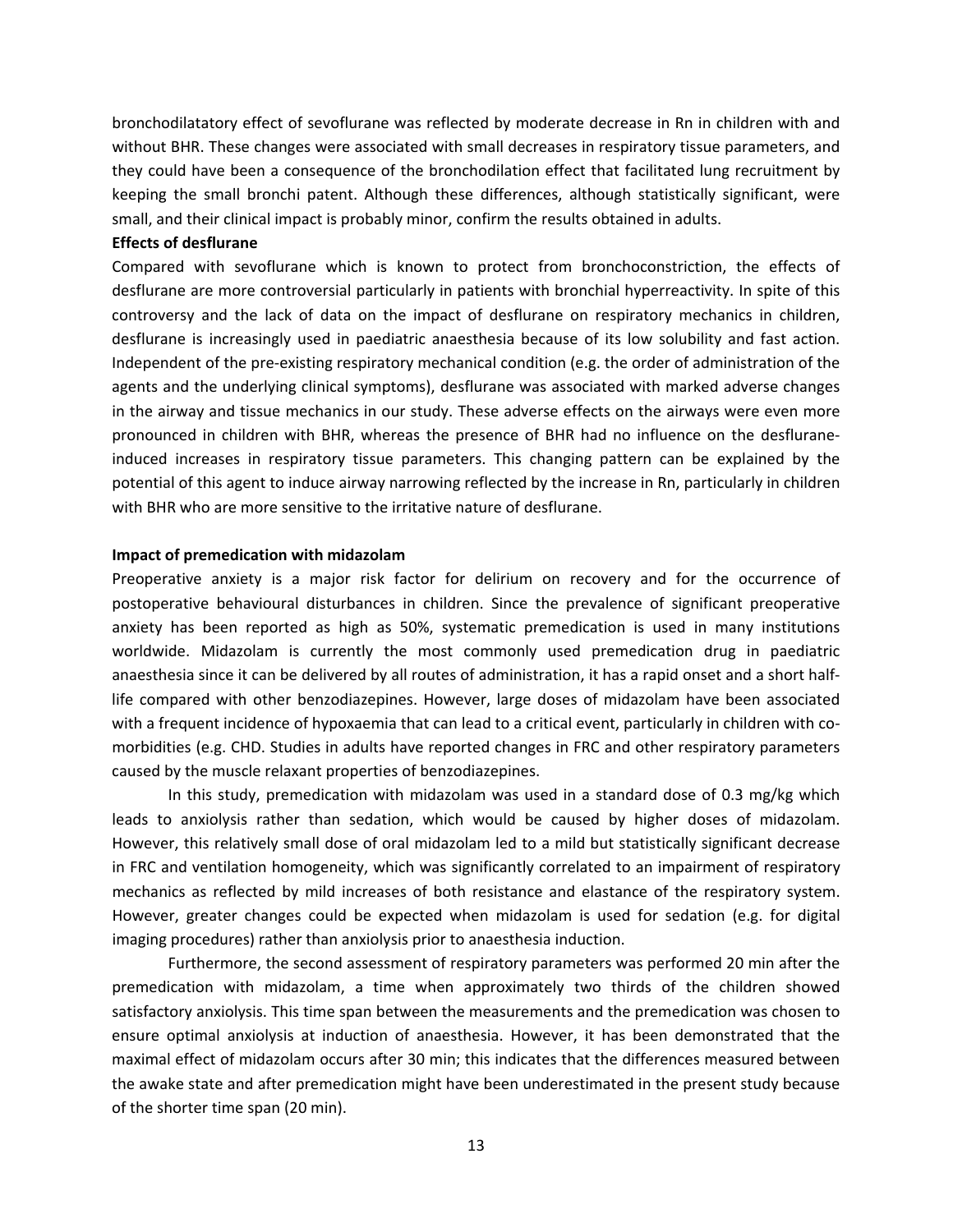bronchodilatatory effect of sevoflurane was reflected by moderate decrease in Rn in children with and without BHR. These changes were associated with small decreases in respiratory tissue parameters, and they could have been a consequence of the bronchodilation effect that facilitated lung recruitment by keeping the small bronchi patent. Although these differences, although statistically significant, were small, and their clinical impact is probably minor, confirm the results obtained in adults.

**Effects of desflurane**

Compared with sevoflurane which is known to protect from bronchoconstriction, the effects of desflurane are more controversial particularly in patients with bronchial hyperreactivity. In spite of this controversy and the lack of data on the impact of desflurane on respiratory mechanics in children, desflurane is increasingly used in paediatric anaesthesia because of its low solubility and fast action. Independent of the pre-existing respiratory mechanical condition (e.g. the order of administration of the agents and the underlying clinical symptoms), desflurane was associated with marked adverse changes in the airway and tissue mechanics in our study. These adverse effects on the airways were even more pronounced in children with BHR, whereas the presence of BHR had no influence on the desflurane-induced increases in respiratory tissue parameters. This changing pattern can be explained by the potential of this agent to induce airway narrowing reflected by the increase in Rn, particularly in children with BHR who are more sensitive to the irritative nature of desflurane.

**Impact of premedication with midazolam**

Preoperative anxiety is a major risk factor for delirium on recovery and for the occurrence of postoperative behavioural disturbances in children. Since the prevalence of significant preoperative anxiety has been reported as high as 50%, systematic premedication is used in many institutions worldwide. Midazolam is currently the most commonly used premedication drug in paediatric anaesthesia since it can be delivered by all routes of administration, it has a rapid onset and a short half-life compared with other benzodiazepines. However, large doses of midazolam have been associated with a frequent incidence of hypoxaemia that can lead to a critical event, particularly in children with co-morbidities (e.g. CHD. Studies in adults have reported changes in FRC and other respiratory parameters caused by the muscle relaxant properties of benzodiazepines.

In this study, premedication with midazolam was used in a standard dose of 0.3 mg/kg which leads to anxiolysis rather than sedation, which would be caused by higher doses of midazolam. However, this relatively small dose of oral midazolam led to a mild but statistically significant decrease in FRC and ventilation homogeneity, which was significantly correlated to an impairment of respiratory mechanics as reflected by mild increases of both resistance and elastance of the respiratory system. However, greater changes could be expected when midazolam is used for sedation (e.g. for digital imaging procedures) rather than anxiolysis prior to anaesthesia induction.

Furthermore, the second assessment of respiratory parameters was performed 20 min after the premedication with midazolam, a time when approximately two thirds of the children showed satisfactory anxiolysis. This time span between the measurements and the premedication was chosen to ensure optimal anxiolysis at induction of anaesthesia. However, it has been demonstrated that the maximal effect of midazolam occurs after 30 min; this indicates that the differences measured between the awake state and after premedication might have been underestimated in the present study because of the shorter time span (20 min).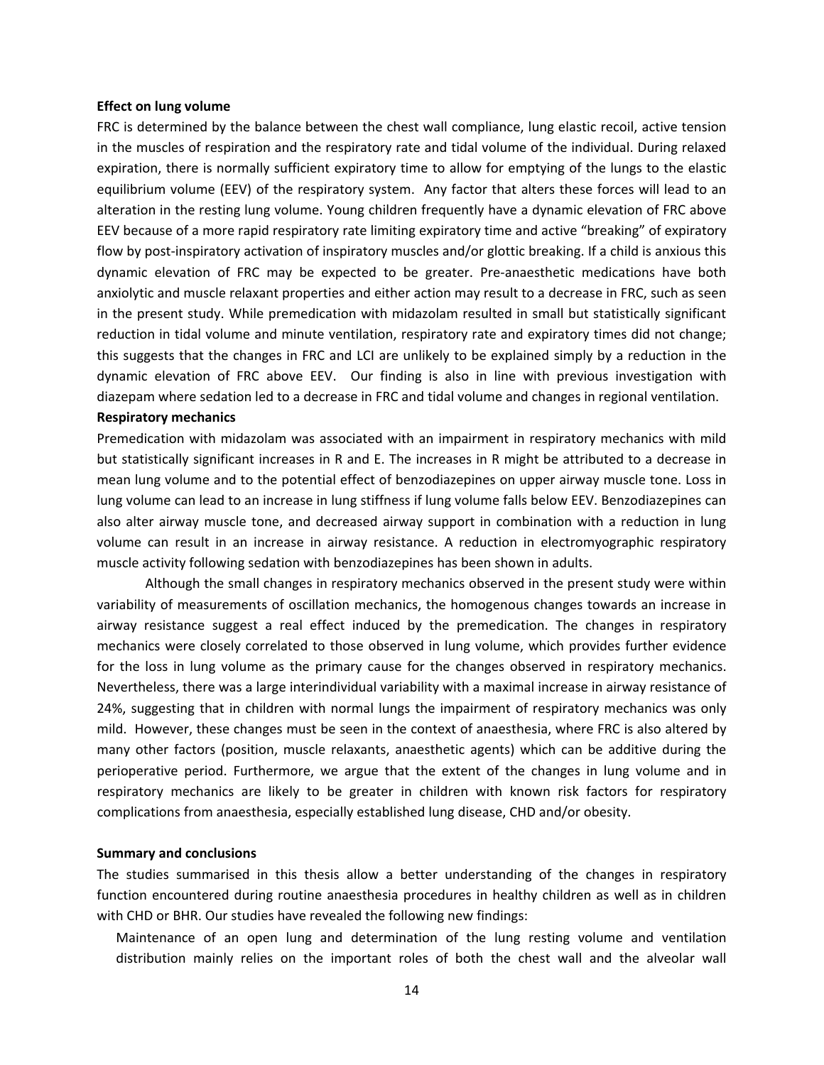**Effect on lung volume**

FRC is determined by the balance between the chest wall compliance, lung elastic recoil, active tension in the muscles of respiration and the respiratory rate and tidal volume of the individual. During relaxed expiration, there is normally sufficient expiratory time to allow for emptying of the lungs to the elastic equilibrium volume (EEV) of the respiratory system. Any factor that alters these forces will lead to an alteration in the resting lung volume. Young children frequently have a dynamic elevation of FRC above EEV because of a more rapid respiratory rate limiting expiratory time and active "breaking" of expiratory flow by post-inspiratory activation of inspiratory muscles and/or glottic breaking. If a child is anxious this dynamic elevation of FRC may be expected to be greater. Pre-anaesthetic medications have both anxiolytic and muscle relaxant properties and either action may result to a decrease in FRC, such as seen in the present study. While premedication with midazolam resulted in small but statistically significant reduction in tidal volume and minute ventilation, respiratory rate and expiratory times did not change; this suggests that the changes in FRC and LCI are unlikely to be explained simply by a reduction in the dynamic elevation of FRC above EEV. Our finding is also in line with previous investigation with diazepam where sedation led to a decrease in FRC and tidal volume and changes in regional ventilation.

**Respiratory mechanics**

Premedication with midazolam was associated with an impairment in respiratory mechanics with mild but statistically significant increases in R and E. The increases in R might be attributed to a decrease in mean lung volume and to the potential effect of benzodiazepines on upper airway muscle tone. Loss in lung volume can lead to an increase in lung stiffness if lung volume falls below EEV. Benzodiazepines can also alter airway muscle tone, and decreased airway support in combination with a reduction in lung volume can result in an increase in airway resistance. A reduction in electromyographic respiratory muscle activity following sedation with benzodiazepines has been shown in adults.

Although the small changes in respiratory mechanics observed in the present study were within variability of measurements of oscillation mechanics, the homogenous changes towards an increase in airway resistance suggest a real effect induced by the premedication. The changes in respiratory mechanics were closely correlated to those observed in lung volume, which provides further evidence for the loss in lung volume as the primary cause for the changes observed in respiratory mechanics. Nevertheless, there was a large interindividual variability with a maximal increase in airway resistance of 24%, suggesting that in children with normal lungs the impairment of respiratory mechanics was only mild. However, these changes must be seen in the context of anaesthesia, where FRC is also altered by many other factors (position, muscle relaxants, anaesthetic agents) which can be additive during the perioperative period. Furthermore, we argue that the extent of the changes in lung volume and in respiratory mechanics are likely to be greater in children with known risk factors for respiratory complications from anaesthesia, especially established lung disease, CHD and/or obesity.

**Summary and conclusions**

The studies summarised in this thesis allow a better understanding of the changes in respiratory function encountered during routine anaesthesia procedures in healthy children as well as in children with CHD or BHR. Our studies have revealed the following new findings:

- Maintenance of an open lung and determination of the lung resting volume and ventilation distribution mainly relies on the important roles of both the chest wall and the alveolar wall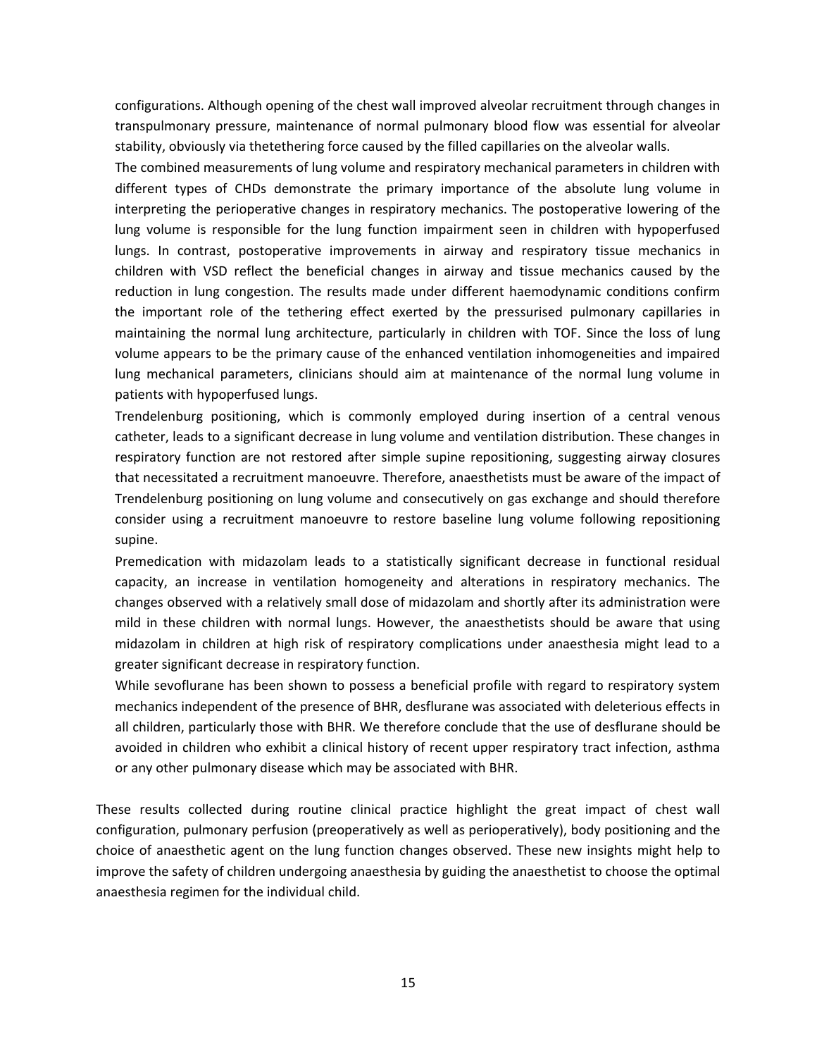configurations. Although opening of the chest wall improved alveolar recruitment through changes in transpulmonary pressure, maintenance of normal pulmonary blood flow was essential for alveolar stability, obviously via thetethering force caused by the filled capillaries on the alveolar walls.

The combined measurements of lung volume and respiratory mechanical parameters in children with different types of CHDs demonstrate the primary importance of the absolute lung volume in interpreting the perioperative changes in respiratory mechanics. The postoperative lowering of the lung volume is responsible for the lung function impairment seen in children with hypoperfused lungs. In contrast, postoperative improvements in airway and respiratory tissue mechanics in children with VSD reflect the beneficial changes in airway and tissue mechanics caused by the reduction in lung congestion. The results made under different haemodynamic conditions confirm the important role of the tethering effect exerted by the pressurised pulmonary capillaries in maintaining the normal lung architecture, particularly in children with TOF. Since the loss of lung volume appears to be the primary cause of the enhanced ventilation inhomogeneities and impaired lung mechanical parameters, clinicians should aim at maintenance of the normal lung volume in patients with hypoperfused lungs.

Trendelenburg positioning, which is commonly employed during insertion of a central venous catheter, leads to a significant decrease in lung volume and ventilation distribution. These changes in respiratory function are not restored after simple supine repositioning, suggesting airway closures that necessitated a recruitment manoeuvre. Therefore, anaesthetists must be aware of the impact of Trendelenburg positioning on lung volume and consecutively on gas exchange and should therefore consider using a recruitment manoeuvre to restore baseline lung volume following repositioning supine.

Premedication with midazolam leads to a statistically significant decrease in functional residual capacity, an increase in ventilation homogeneity and alterations in respiratory mechanics. The changes observed with a relatively small dose of midazolam and shortly after its administration were mild in these children with normal lungs. However, the anaesthetists should be aware that using midazolam in children at high risk of respiratory complications under anaesthesia might lead to a greater significant decrease in respiratory function.

While sevoflurane has been shown to possess a beneficial profile with regard to respiratory system mechanics independent of the presence of BHR, desflurane was associated with deleterious effects in all children, particularly those with BHR. We therefore conclude that the use of desflurane should be avoided in children who exhibit a clinical history of recent upper respiratory tract infection, asthma or any other pulmonary disease which may be associated with BHR.

These results collected during routine clinical practice highlight the great impact of chest wall configuration, pulmonary perfusion (preoperatively as well as perioperatively), body positioning and the choice of anaesthetic agent on the lung function changes observed. These new insights might help to improve the safety of children undergoing anaesthesia by guiding the anaesthetist to choose the optimal anaesthesia regimen for the individual child.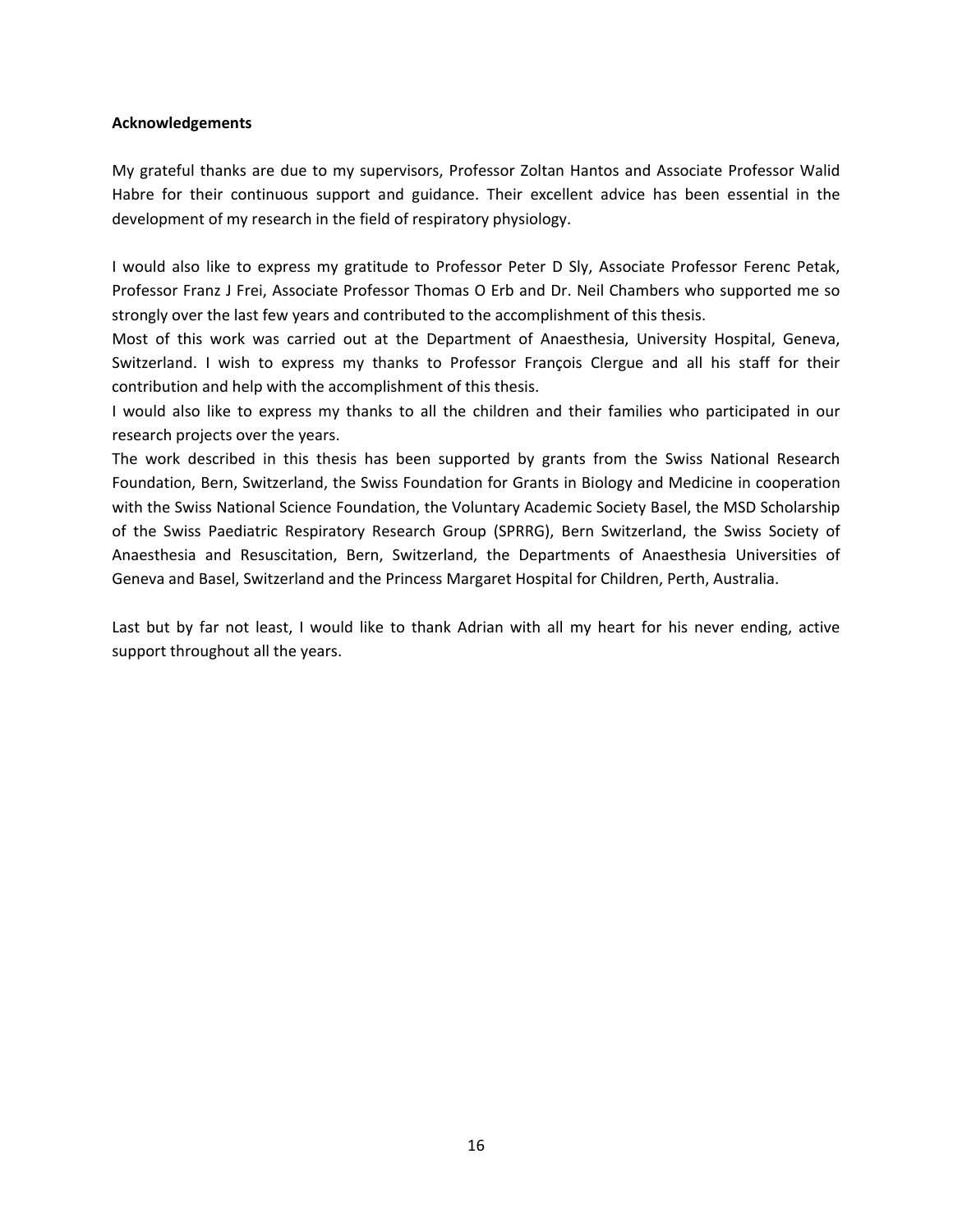**Acknowledgements**

My grateful thanks are due to my supervisors, Professor Zoltan Hantos and Associate Professor Walid Habre for their continuous support and guidance. Their excellent advice has been essential in the development of my research in the field of respiratory physiology.

I would also like to express my gratitude to Professor Peter D Sly, Associate Professor Ferenc Petak, Professor Franz J Frei, Associate Professor Thomas O Erb and Dr. Neil Chambers who supported me so strongly over the last few years and contributed to the accomplishment of this thesis.
Most of this work was carried out at the Department of Anaesthesia, University Hospital, Geneva, Switzerland. I wish to express my thanks to Professor François Clergue and all his staff for their contribution and help with the accomplishment of this thesis.
I would also like to express my thanks to all the children and their families who participated in our research projects over the years.
The work described in this thesis has been supported by grants from the Swiss National Research Foundation, Bern, Switzerland, the Swiss Foundation for Grants in Biology and Medicine in cooperation with the Swiss National Science Foundation, the Voluntary Academic Society Basel, the MSD Scholarship of the Swiss Paediatric Respiratory Research Group (SPRRG), Bern Switzerland, the Swiss Society of Anaesthesia and Resuscitation, Bern, Switzerland, the Departments of Anaesthesia Universities of Geneva and Basel, Switzerland and the Princess Margaret Hospital for Children, Perth, Australia.

Last but by far not least, I would like to thank Adrian with all my heart for his never ending, active support throughout all the years.